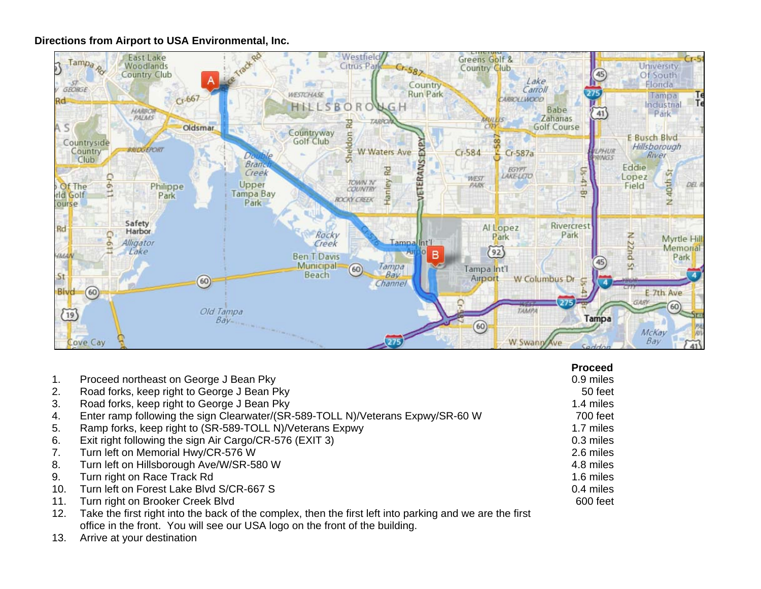**Directions from Airport to USA Environmental, Inc.**

| | | Proceed |
|---|---|---|
| 1. | Proceed northeast on George J Bean Pky | 0.9 miles |
| 2. | Road forks, keep right to George J Bean Pky | 50 feet |
| 3. | Road forks, keep right to George J Bean Pky | 1.4 miles |
| 4. | Enter ramp following the sign Clearwater/(SR-589-TOLL N)/Veterans Expwy/SR-60 W | 700 feet |
| 5. | Ramp forks, keep right to (SR-589-TOLL N)/Veterans Expwy | 1.7 miles |
| 6. | Exit right following the sign Air Cargo/CR-576 (EXIT 3) | 0.3 miles |
| 7. | Turn left on Memorial Hwy/CR-576 W | 2.6 miles |
| 8. | Turn left on Hillsborough Ave/W/SR-580 W | 4.8 miles |
| 9. | Turn right on Race Track Rd | 1.6 miles |
| 10. | Turn left on Forest Lake Blvd S/CR-667 S | 0.4 miles |
| 11. | Turn right on Brooker Creek Blvd | 600 feet |
| 12. | Take the first right into the back of the complex, then the first left into parking and we are the first office in the front. You will see our USA logo on the front of the building. | |
| 13. | Arrive at your destination | |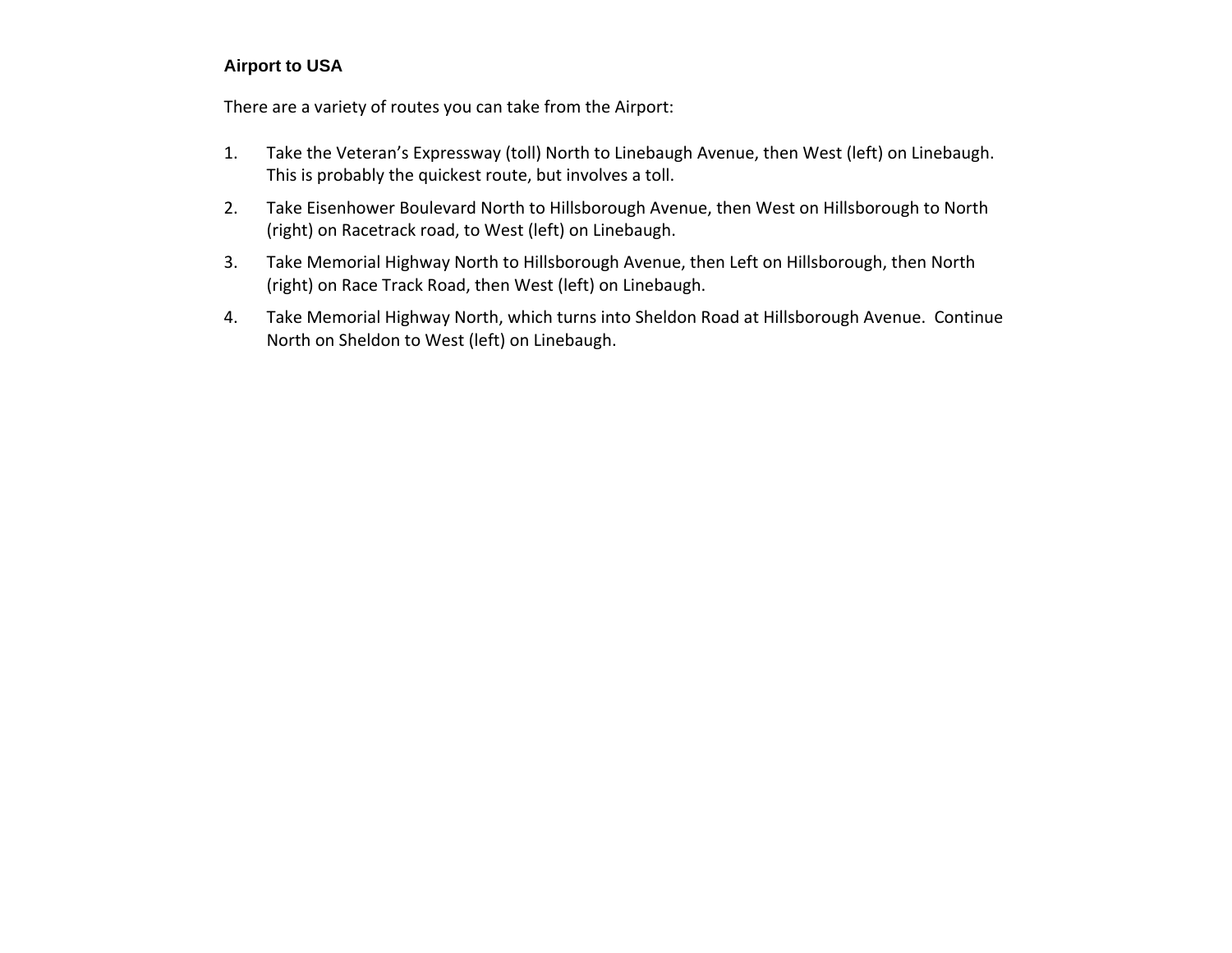**Airport to USA**

There are a variety of routes you can take from the Airport:

1. Take the Veteran's Expressway (toll) North to Linebaugh Avenue, then West (left) on Linebaugh. This is probably the quickest route, but involves a toll.
2. Take Eisenhower Boulevard North to Hillsborough Avenue, then West on Hillsborough to North (right) on Racetrack road, to West (left) on Linebaugh.
3. Take Memorial Highway North to Hillsborough Avenue, then Left on Hillsborough, then North (right) on Race Track Road, then West (left) on Linebaugh.
4. Take Memorial Highway North, which turns into Sheldon Road at Hillsborough Avenue. Continue North on Sheldon to West (left) on Linebaugh.